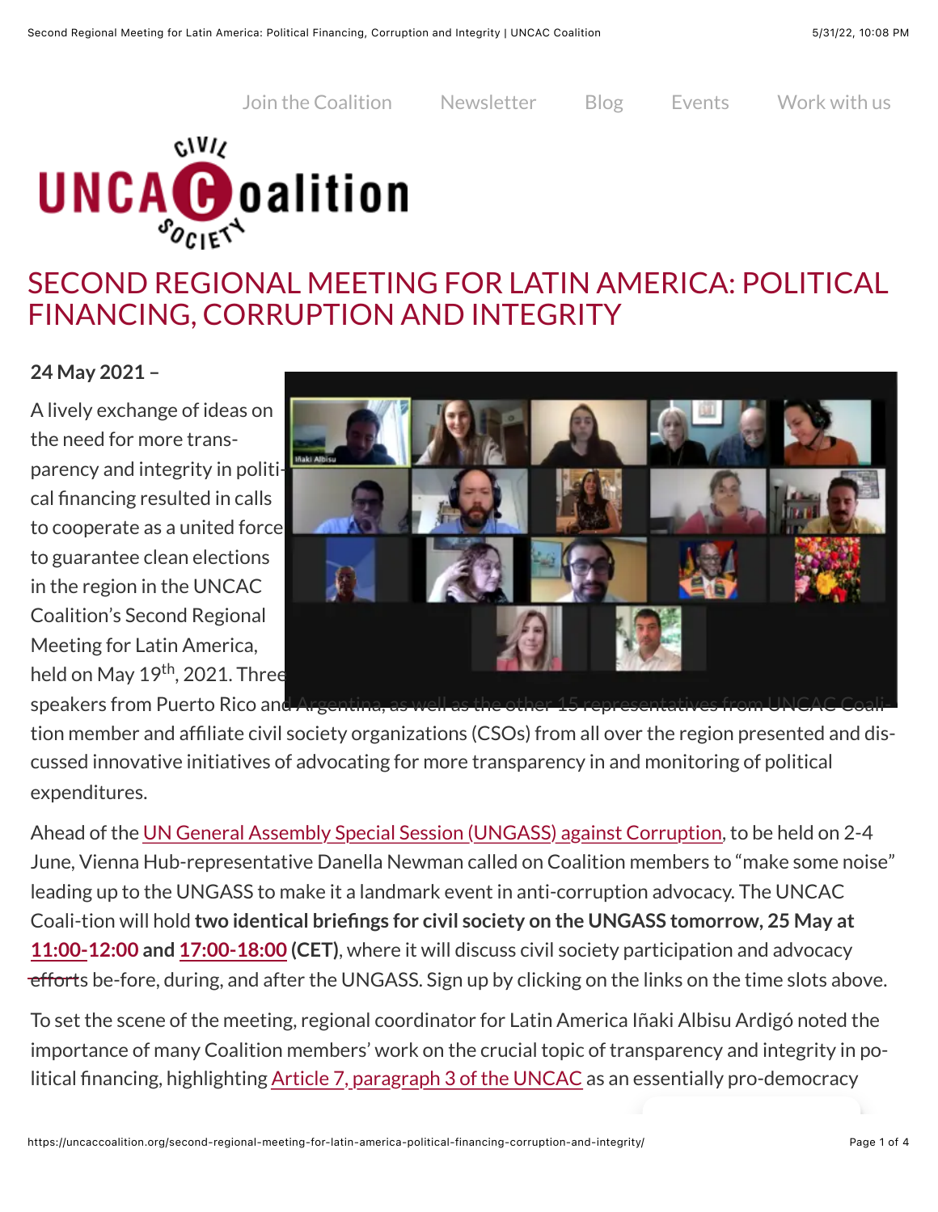Join the Coalition    Newsletter    Blog    Events    Work with us

# SECOND REGIONAL MEETING FOR LATIN AMERICA: POLITICAL FINANCING, CORRUPTION AND INTEGRITY

**24 May 2021 –**

A lively exchange of ideas on the need for more transparency and integrity in political financing resulted in calls to cooperate as a united force to guarantee clean elections in the region in the UNCAC Coalition's Second Regional Meeting for Latin America, held on May 19th, 2021. Three speakers from Puerto Rico and Argentina, as well as the other 15 representatives from UNCAC Coalition member and affiliate civil society organizations (CSOs) from all over the region presented and discussed innovative initiatives of advocating for more transparency in and monitoring of political expenditures.

Ahead of the UN General Assembly Special Session (UNGASS) against Corruption, to be held on 2-4 June, Vienna Hub-representative Danella Newman called on Coalition members to "make some noise" leading up to the UNGASS to make it a landmark event in anti-corruption advocacy. The UNCAC Coali-tion will hold **two identical briefings for civil society on the UNGASS tomorrow, 25 May at 11:00-12:00 and 17:00-18:00 (CET)**, where it will discuss civil society participation and advocacy efforts be-fore, during, and after the UNGASS. Sign up by clicking on the links on the time slots above.

To set the scene of the meeting, regional coordinator for Latin America Iñaki Albisu Ardigó noted the importance of many Coalition members' work on the crucial topic of transparency and integrity in political financing, highlighting Article 7, paragraph 3 of the UNCAC as an essentially pro-democracy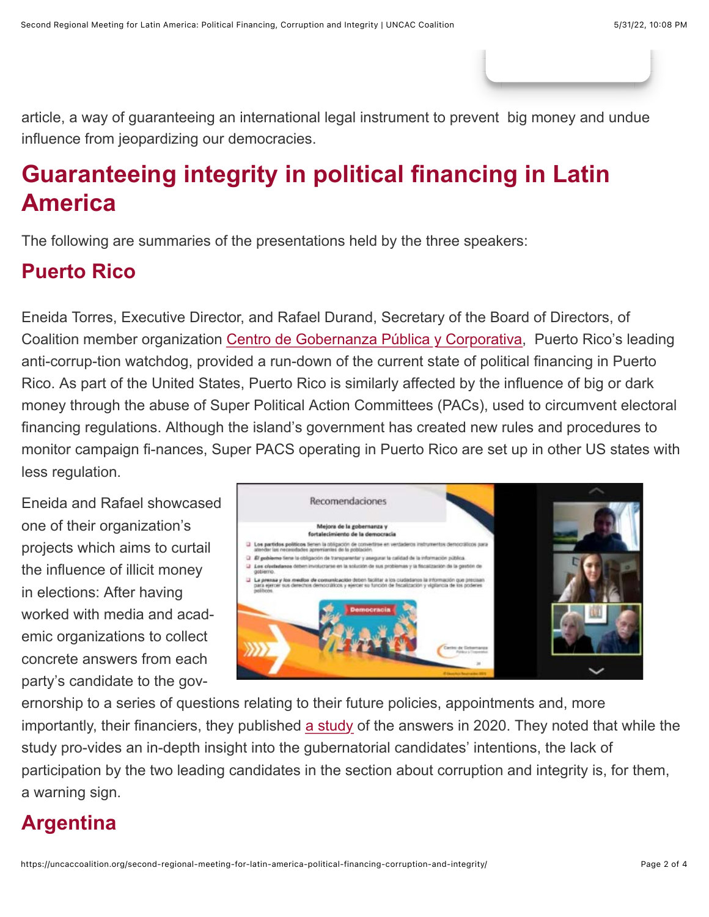article, a way of guaranteeing an international legal instrument to prevent big money and undue influence from jeopardizing our democracies.

## Guaranteeing integrity in political financing in Latin America

The following are summaries of the presentations held by the three speakers:

### Puerto Rico

Eneida Torres, Executive Director, and Rafael Durand, Secretary of the Board of Directors, of Coalition member organization Centro de Gobernanza Pública y Corporativa, Puerto Rico's leading anti-corrup-tion watchdog, provided a run-down of the current state of political financing in Puerto Rico. As part of the United States, Puerto Rico is similarly affected by the influence of big or dark money through the abuse of Super Political Action Committees (PACs), used to circumvent electoral financing regulations. Although the island's government has created new rules and procedures to monitor campaign fi-nances, Super PACS operating in Puerto Rico are set up in other US states with less regulation.

Eneida and Rafael showcased one of their organization's projects which aims to curtail the influence of illicit money in elections: After having worked with media and acad-emic organizations to collect concrete answers from each party's candidate to the gov-ernorship to a series of questions relating to their future policies, appointments and, more importantly, their financiers, they published a study of the answers in 2020. They noted that while the study pro-vides an in-depth insight into the gubernatorial candidates' intentions, the lack of participation by the two leading candidates in the section about corruption and integrity is, for them, a warning sign.

### Argentina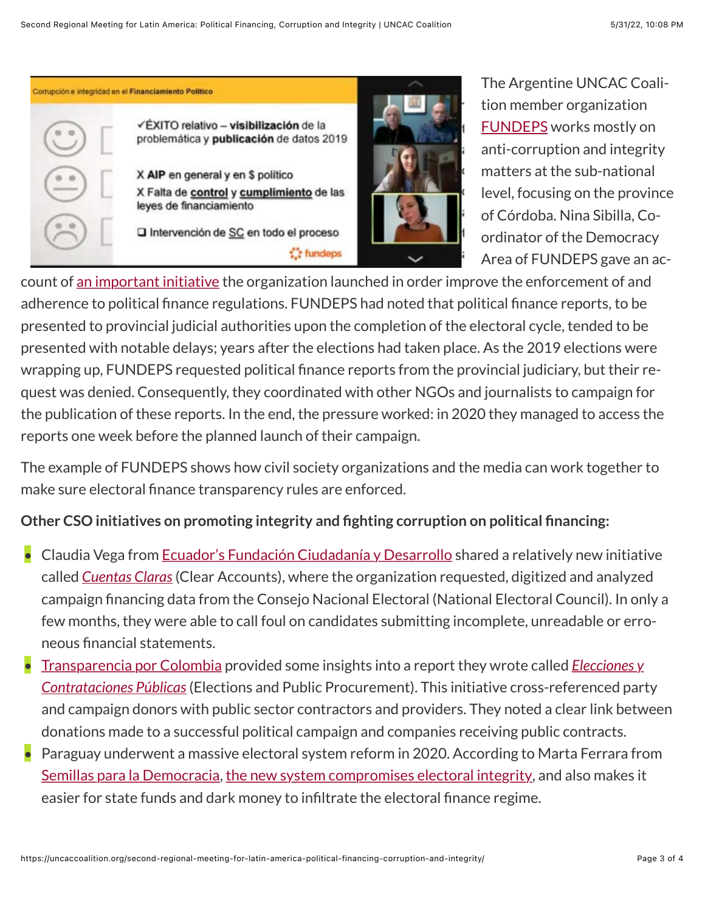The Argentine UNCAC Coalition member organization FUNDEPS works mostly on anti-corruption and integrity matters at the sub-national level, focusing on the province of Córdoba. Nina Sibilla, Co-ordinator of the Democracy Area of FUNDEPS gave an account of an important initiative the organization launched in order improve the enforcement of and adherence to political finance regulations. FUNDEPS had noted that political finance reports, to be presented to provincial judicial authorities upon the completion of the electoral cycle, tended to be presented with notable delays; years after the elections had taken place. As the 2019 elections were wrapping up, FUNDEPS requested political finance reports from the provincial judiciary, but their request was denied. Consequently, they coordinated with other NGOs and journalists to campaign for the publication of these reports. In the end, the pressure worked: in 2020 they managed to access the reports one week before the planned launch of their campaign.

The example of FUNDEPS shows how civil society organizations and the media can work together to make sure electoral finance transparency rules are enforced.

**Other CSO initiatives on promoting integrity and fighting corruption on political financing:**

- Claudia Vega from Ecuador's Fundación Ciudadanía y Desarrollo shared a relatively new initiative called *Cuentas Claras* (Clear Accounts), where the organization requested, digitized and analyzed campaign financing data from the Consejo Nacional Electoral (National Electoral Council). In only a few months, they were able to call foul on candidates submitting incomplete, unreadable or erroneous financial statements.
- Transparencia por Colombia provided some insights into a report they wrote called *Elecciones y Contrataciones Públicas* (Elections and Public Procurement). This initiative cross-referenced party and campaign donors with public sector contractors and providers. They noted a clear link between donations made to a successful political campaign and companies receiving public contracts.
- Paraguay underwent a massive electoral system reform in 2020. According to Marta Ferrara from Semillas para la Democracia, the new system compromises electoral integrity, and also makes it easier for state funds and dark money to infiltrate the electoral finance regime.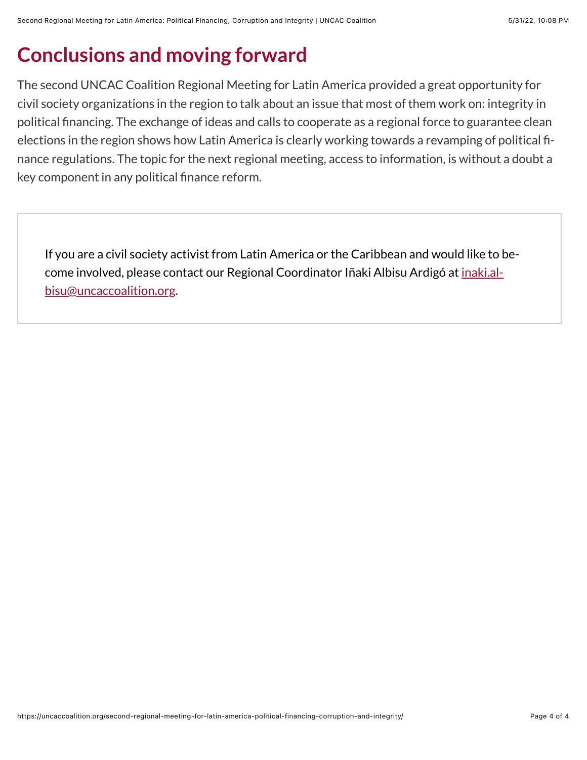## Conclusions and moving forward

The second UNCAC Coalition Regional Meeting for Latin America provided a great opportunity for civil society organizations in the region to talk about an issue that most of them work on: integrity in political financing. The exchange of ideas and calls to cooperate as a regional force to guarantee clean elections in the region shows how Latin America is clearly working towards a revamping of political finance regulations. The topic for the next regional meeting, access to information, is without a doubt a key component in any political finance reform.

If you are a civil society activist from Latin America or the Caribbean and would like to become involved, please contact our Regional Coordinator Iñaki Albisu Ardigó at inaki.albisu@uncaccoalition.org.